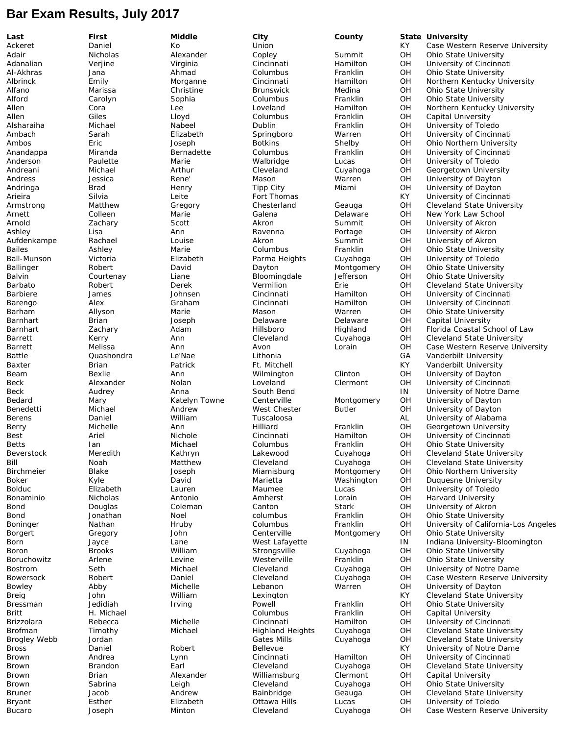# Bar Exam Results, July 2017

| Last | First | Middle | City | County | State | University |
| --- | --- | --- | --- | --- | --- | --- |
| Ackeret | Daniel | Ko | Union | | KY | Case Western Reserve University |
| Adair | Nicholas | Alexander | Copley | Summit | OH | Ohio State University |
| Adanalian | Verjine | Virginia | Cincinnati | Hamilton | OH | University of Cincinnati |
| Al-Akhras | Jana | Ahmad | Columbus | Franklin | OH | Ohio State University |
| Albrinck | Emily | Morganne | Cincinnati | Hamilton | OH | Northern Kentucky University |
| Alfano | Marissa | Christine | Brunswick | Medina | OH | Ohio State University |
| Alford | Carolyn | Sophia | Columbus | Franklin | OH | Ohio State University |
| Allen | Cora | Lee | Loveland | Hamilton | OH | Northern Kentucky University |
| Allen | Giles | Lloyd | Columbus | Franklin | OH | Capital University |
| Alsharaiha | Michael | Nabeel | Dublin | Franklin | OH | University of Toledo |
| Ambach | Sarah | Elizabeth | Springboro | Warren | OH | University of Cincinnati |
| Ambos | Eric | Joseph | Botkins | Shelby | OH | Ohio Northern University |
| Anandappa | Miranda | Bernadette | Columbus | Franklin | OH | University of Cincinnati |
| Anderson | Paulette | Marie | Walbridge | Lucas | OH | University of Toledo |
| Andreani | Michael | Arthur | Cleveland | Cuyahoga | OH | Georgetown University |
| Andress | Jessica | Rene' | Mason | Warren | OH | University of Dayton |
| Andringa | Brad | Henry | Tipp City | Miami | OH | University of Dayton |
| Arieira | Silvia | Leite | Fort Thomas | | KY | University of Cincinnati |
| Armstrong | Matthew | Gregory | Chesterland | Geauga | OH | Cleveland State University |
| Arnett | Colleen | Marie | Galena | Delaware | OH | New York Law School |
| Arnold | Zachary | Scott | Akron | Summit | OH | University of Akron |
| Ashley | Lisa | Ann | Ravenna | Portage | OH | University of Akron |
| Aufdenkampe | Rachael | Louise | Akron | Summit | OH | University of Akron |
| Bailes | Ashley | Marie | Columbus | Franklin | OH | Ohio State University |
| Ball-Munson | Victoria | Elizabeth | Parma Heights | Cuyahoga | OH | University of Toledo |
| Ballinger | Robert | David | Dayton | Montgomery | OH | Ohio State University |
| Balvin | Courtenay | Liane | Bloomingdale | Jefferson | OH | Ohio State University |
| Barbato | Robert | Derek | Vermilion | Erie | OH | Cleveland State University |
| Barbiere | James | Johnsen | Cincinnati | Hamilton | OH | University of Cincinnati |
| Barengo | Alex | Graham | Cincinnati | Hamilton | OH | University of Cincinnati |
| Barham | Allyson | Marie | Mason | Warren | OH | Ohio State University |
| Barnhart | Brian | Joseph | Delaware | Delaware | OH | Capital University |
| Barnhart | Zachary | Adam | Hillsboro | Highland | OH | Florida Coastal School of Law |
| Barrett | Kerry | Ann | Cleveland | Cuyahoga | OH | Cleveland State University |
| Barrett | Melissa | Ann | Avon | Lorain | OH | Case Western Reserve University |
| Battle | Quashondra | Le'Nae | Lithonia | | GA | Vanderbilt University |
| Baxter | Brian | Patrick | Ft. Mitchell | | KY | Vanderbilt University |
| Beam | Bexlie | Ann | Wilmington | Clinton | OH | University of Dayton |
| Beck | Alexander | Nolan | Loveland | Clermont | OH | University of Cincinnati |
| Beck | Audrey | Anna | South Bend | | IN | University of Notre Dame |
| Bedard | Mary | Katelyn Towne | Centerville | Montgomery | OH | University of Dayton |
| Benedetti | Michael | Andrew | West Chester | Butler | OH | University of Dayton |
| Berens | Daniel | William | Tuscaloosa | | AL | University of Alabama |
| Berry | Michelle | Ann | Hilliard | Franklin | OH | Georgetown University |
| Best | Ariel | Nichole | Cincinnati | Hamilton | OH | University of Cincinnati |
| Betts | Ian | Michael | Columbus | Franklin | OH | Ohio State University |
| Beverstock | Meredith | Kathryn | Lakewood | Cuyahoga | OH | Cleveland State University |
| Bill | Noah | Matthew | Cleveland | Cuyahoga | OH | Cleveland State University |
| Birchmeier | Blake | Joseph | Miamisburg | Montgomery | OH | Ohio Northern University |
| Boker | Kyle | David | Marietta | Washington | OH | Duquesne University |
| Bolduc | Elizabeth | Lauren | Maumee | Lucas | OH | University of Toledo |
| Bonaminio | Nicholas | Antonio | Amherst | Lorain | OH | Harvard University |
| Bond | Douglas | Coleman | Canton | Stark | OH | University of Akron |
| Bond | Jonathan | Noel | columbus | Franklin | OH | Ohio State University |
| Boninger | Nathan | Hruby | Columbus | Franklin | OH | University of California-Los Angeles |
| Borgert | Gregory | John | Centerville | Montgomery | OH | Ohio State University |
| Born | Jayce | Lane | West Lafayette | | IN | Indiana University-Bloomington |
| Boron | Brooks | William | Strongsville | Cuyahoga | OH | Ohio State University |
| Boruchowitz | Arlene | Levine | Westerville | Franklin | OH | Ohio State University |
| Bostrom | Seth | Michael | Cleveland | Cuyahoga | OH | University of Notre Dame |
| Bowersock | Robert | Daniel | Cleveland | Cuyahoga | OH | Case Western Reserve University |
| Bowley | Abby | Michelle | Lebanon | Warren | OH | University of Dayton |
| Breig | John | William | Lexington | | KY | Cleveland State University |
| Bressman | Jedidiah | Irving | Powell | Franklin | OH | Ohio State University |
| Britt | H. Michael | | Columbus | Franklin | OH | Capital University |
| Brizzolara | Rebecca | Michelle | Cincinnati | Hamilton | OH | University of Cincinnati |
| Brofman | Timothy | Michael | Highland Heights | Cuyahoga | OH | Cleveland State University |
| Brogley Webb | Jordan | | Gates Mills | Cuyahoga | OH | Cleveland State University |
| Bross | Daniel | Robert | Bellevue | | KY | University of Notre Dame |
| Brown | Andrea | Lynn | Cincinnati | Hamilton | OH | University of Cincinnati |
| Brown | Brandon | Earl | Cleveland | Cuyahoga | OH | Cleveland State University |
| Brown | Brian | Alexander | Williamsburg | Clermont | OH | Capital University |
| Brown | Sabrina | Leigh | Cleveland | Cuyahoga | OH | Ohio State University |
| Bruner | Jacob | Andrew | Bainbridge | Geauga | OH | Cleveland State University |
| Bryant | Esther | Elizabeth | Ottawa Hills | Lucas | OH | University of Toledo |
| Bucaro | Joseph | Minton | Cleveland | Cuyahoga | OH | Case Western Reserve University |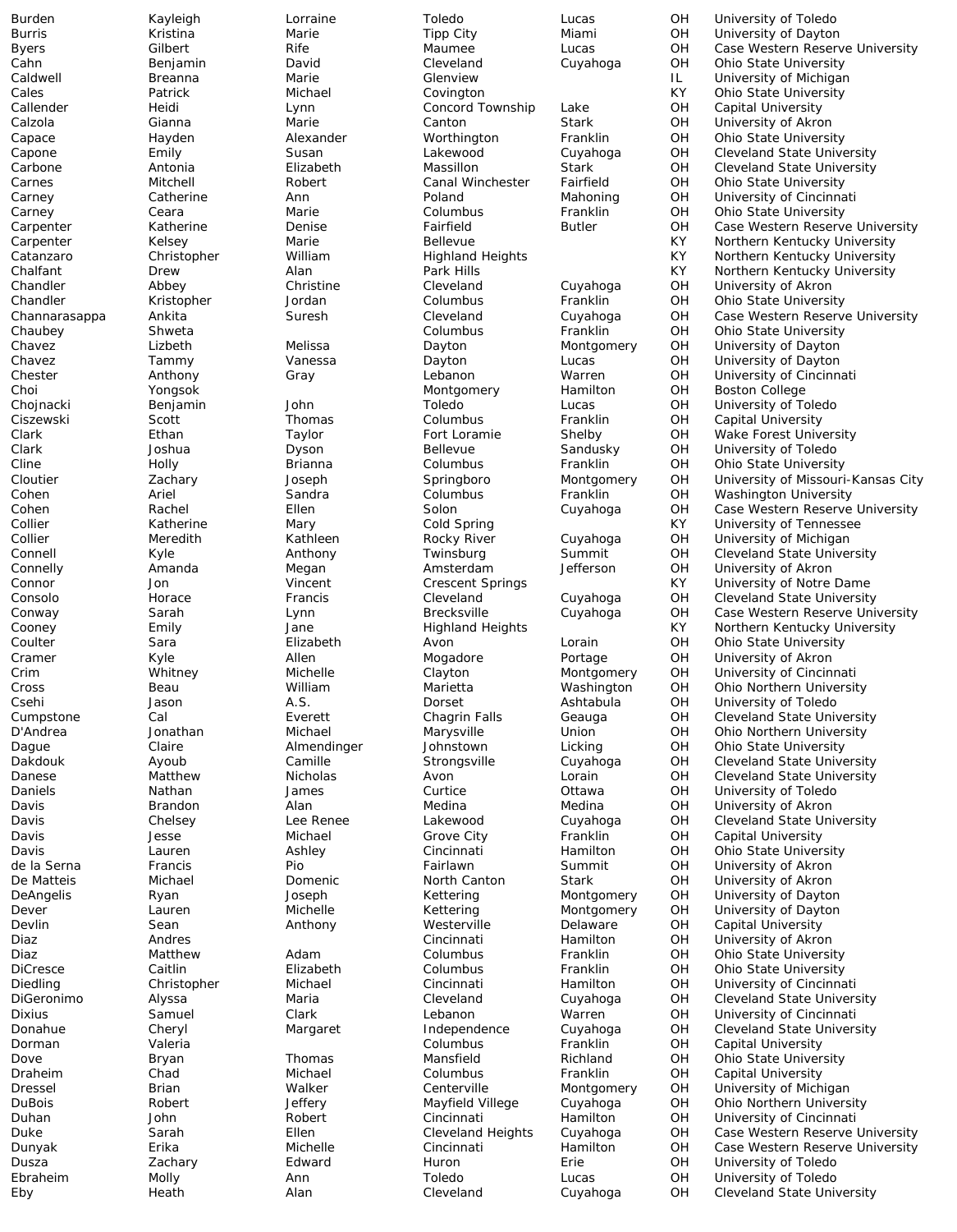| | | | | | | |
|---|---|---|---|---|---|---|
| Burden | Kayleigh | Lorraine | Toledo | Lucas | OH | University of Toledo |
| Burris | Kristina | Marie | Tipp City | Miami | OH | University of Dayton |
| Byers | Gilbert | Rife | Maumee | Lucas | OH | Case Western Reserve University |
| Cahn | Benjamin | David | Cleveland | Cuyahoga | OH | Ohio State University |
| Caldwell | Breanna | Marie | Glenview | | IL | University of Michigan |
| Cales | Patrick | Michael | Covington | | KY | Ohio State University |
| Callender | Heidi | Lynn | Concord Township | Lake | OH | Capital University |
| Calzola | Gianna | Marie | Canton | Stark | OH | University of Akron |
| Capace | Hayden | Alexander | Worthington | Franklin | OH | Ohio State University |
| Capone | Emily | Susan | Lakewood | Cuyahoga | OH | Cleveland State University |
| Carbone | Antonia | Elizabeth | Massillon | Stark | OH | Cleveland State University |
| Carnes | Mitchell | Robert | Canal Winchester | Fairfield | OH | Ohio State University |
| Carney | Catherine | Ann | Poland | Mahoning | OH | University of Cincinnati |
| Carney | Ceara | Marie | Columbus | Franklin | OH | Ohio State University |
| Carpenter | Katherine | Denise | Fairfield | Butler | OH | Case Western Reserve University |
| Carpenter | Kelsey | Marie | Bellevue | | KY | Northern Kentucky University |
| Catanzaro | Christopher | William | Highland Heights | | KY | Northern Kentucky University |
| Chalfant | Drew | Alan | Park Hills | | KY | Northern Kentucky University |
| Chandler | Abbey | Christine | Cleveland | Cuyahoga | OH | University of Akron |
| Chandler | Kristopher | Jordan | Columbus | Franklin | OH | Ohio State University |
| Channarasappa | Ankita | Suresh | Cleveland | Cuyahoga | OH | Case Western Reserve University |
| Chaubey | Shweta | | Columbus | Franklin | OH | Ohio State University |
| Chavez | Lizbeth | Melissa | Dayton | Montgomery | OH | University of Dayton |
| Chavez | Tammy | Vanessa | Dayton | Lucas | OH | University of Dayton |
| Chester | Anthony | Gray | Lebanon | Warren | OH | University of Cincinnati |
| Choi | Yongsok | | Montgomery | Hamilton | OH | Boston College |
| Chojnacki | Benjamin | John | Toledo | Lucas | OH | University of Toledo |
| Ciszewski | Scott | Thomas | Columbus | Franklin | OH | Capital University |
| Clark | Ethan | Taylor | Fort Loramie | Shelby | OH | Wake Forest University |
| Clark | Joshua | Dyson | Bellevue | Sandusky | OH | University of Toledo |
| Cline | Holly | Brianna | Columbus | Franklin | OH | Ohio State University |
| Cloutier | Zachary | Joseph | Springboro | Montgomery | OH | University of Missouri-Kansas City |
| Cohen | Ariel | Sandra | Columbus | Franklin | OH | Washington University |
| Cohen | Rachel | Ellen | Solon | Cuyahoga | OH | Case Western Reserve University |
| Collier | Katherine | Mary | Cold Spring | | KY | University of Tennessee |
| Collier | Meredith | Kathleen | Rocky River | Cuyahoga | OH | University of Michigan |
| Connell | Kyle | Anthony | Twinsburg | Summit | OH | Cleveland State University |
| Connelly | Amanda | Megan | Amsterdam | Jefferson | OH | University of Akron |
| Connor | Jon | Vincent | Crescent Springs | | KY | University of Notre Dame |
| Consolo | Horace | Francis | Cleveland | Cuyahoga | OH | Cleveland State University |
| Conway | Sarah | Lynn | Brecksville | Cuyahoga | OH | Case Western Reserve University |
| Cooney | Emily | Jane | Highland Heights | | KY | Northern Kentucky University |
| Coulter | Sara | Elizabeth | Avon | Lorain | OH | Ohio State University |
| Cramer | Kyle | Allen | Mogadore | Portage | OH | University of Akron |
| Crim | Whitney | Michelle | Clayton | Montgomery | OH | University of Cincinnati |
| Cross | Beau | William | Marietta | Washington | OH | Ohio Northern University |
| Csehi | Jason | A.S. | Dorset | Ashtabula | OH | University of Toledo |
| Cumpstone | Cal | Everett | Chagrin Falls | Geauga | OH | Cleveland State University |
| D'Andrea | Jonathan | Michael | Marysville | Union | OH | Ohio Northern University |
| Dague | Claire | Almendinger | Johnstown | Licking | OH | Ohio State University |
| Dakdouk | Ayoub | Camille | Strongsville | Cuyahoga | OH | Cleveland State University |
| Danese | Matthew | Nicholas | Avon | Lorain | OH | Cleveland State University |
| Daniels | Nathan | James | Curtice | Ottawa | OH | University of Toledo |
| Davis | Brandon | Alan | Medina | Medina | OH | University of Akron |
| Davis | Chelsey | Lee Renee | Lakewood | Cuyahoga | OH | Cleveland State University |
| Davis | Jesse | Michael | Grove City | Franklin | OH | Capital University |
| Davis | Lauren | Ashley | Cincinnati | Hamilton | OH | Ohio State University |
| de la Serna | Francis | Pio | Fairlawn | Summit | OH | University of Akron |
| De Matteis | Michael | Domenic | North Canton | Stark | OH | University of Akron |
| DeAngelis | Ryan | Joseph | Kettering | Montgomery | OH | University of Dayton |
| Dever | Lauren | Michelle | Kettering | Montgomery | OH | University of Dayton |
| Devlin | Sean | Anthony | Westerville | Delaware | OH | Capital University |
| Diaz | Andres | | Cincinnati | Hamilton | OH | University of Akron |
| Diaz | Matthew | Adam | Columbus | Franklin | OH | Ohio State University |
| DiCresce | Caitlin | Elizabeth | Columbus | Franklin | OH | Ohio State University |
| Diedling | Christopher | Michael | Cincinnati | Hamilton | OH | University of Cincinnati |
| DiGeronimo | Alyssa | Maria | Cleveland | Cuyahoga | OH | Cleveland State University |
| Dixius | Samuel | Clark | Lebanon | Warren | OH | University of Cincinnati |
| Donahue | Cheryl | Margaret | Independence | Cuyahoga | OH | Cleveland State University |
| Dorman | Valeria | | Columbus | Franklin | OH | Capital University |
| Dove | Bryan | Thomas | Mansfield | Richland | OH | Ohio State University |
| Draheim | Chad | Michael | Columbus | Franklin | OH | Capital University |
| Dressel | Brian | Walker | Centerville | Montgomery | OH | University of Michigan |
| DuBois | Robert | Jeffery | Mayfield Villege | Cuyahoga | OH | Ohio Northern University |
| Duhan | John | Robert | Cincinnati | Hamilton | OH | University of Cincinnati |
| Duke | Sarah | Ellen | Cleveland Heights | Cuyahoga | OH | Case Western Reserve University |
| Dunyak | Erika | Michelle | Cincinnati | Hamilton | OH | Case Western Reserve University |
| Dusza | Zachary | Edward | Huron | Erie | OH | University of Toledo |
| Ebraheim | Molly | Ann | Toledo | Lucas | OH | University of Toledo |
| Eby | Heath | Alan | Cleveland | Cuyahoga | OH | Cleveland State University |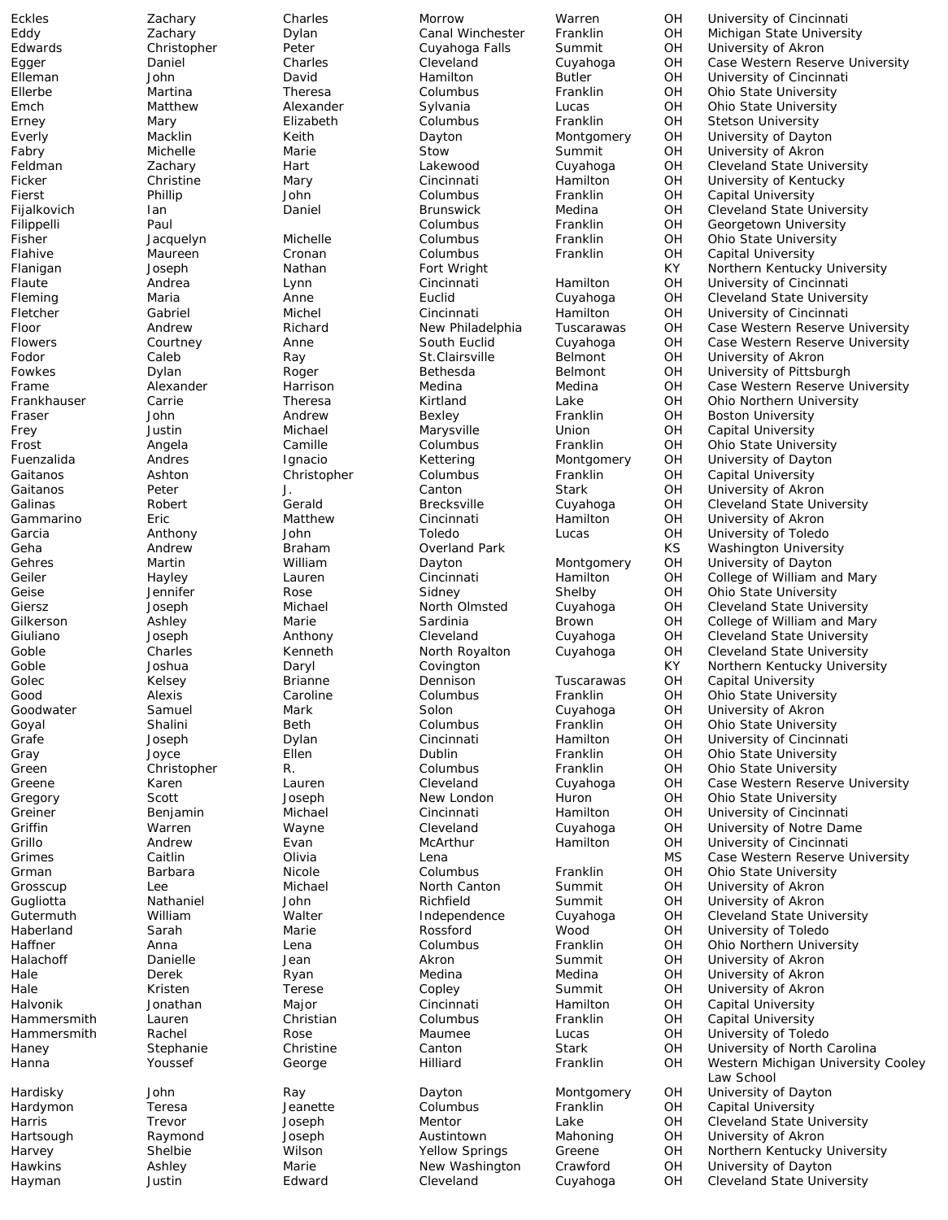| | | | | | | |
|---|---|---|---|---|---|---|
| Eckles | Zachary | Charles | Morrow | Warren | OH | University of Cincinnati |
| Eddy | Zachary | Dylan | Canal Winchester | Franklin | OH | Michigan State University |
| Edwards | Christopher | Peter | Cuyahoga Falls | Summit | OH | University of Akron |
| Egger | Daniel | Charles | Cleveland | Cuyahoga | OH | Case Western Reserve University |
| Elleman | John | David | Hamilton | Butler | OH | University of Cincinnati |
| Ellerbe | Martina | Theresa | Columbus | Franklin | OH | Ohio State University |
| Emch | Matthew | Alexander | Sylvania | Lucas | OH | Ohio State University |
| Erney | Mary | Elizabeth | Columbus | Franklin | OH | Stetson University |
| Everly | Macklin | Keith | Dayton | Montgomery | OH | University of Dayton |
| Fabry | Michelle | Marie | Stow | Summit | OH | University of Akron |
| Feldman | Zachary | Hart | Lakewood | Cuyahoga | OH | Cleveland State University |
| Ficker | Christine | Mary | Cincinnati | Hamilton | OH | University of Kentucky |
| Fierst | Phillip | John | Columbus | Franklin | OH | Capital University |
| Fijalkovich | Ian | Daniel | Brunswick | Medina | OH | Cleveland State University |
| Filippelli | Paul | | Columbus | Franklin | OH | Georgetown University |
| Fisher | Jacquelyn | Michelle | Columbus | Franklin | OH | Ohio State University |
| Flahive | Maureen | Cronan | Columbus | Franklin | OH | Capital University |
| Flanigan | Joseph | Nathan | Fort Wright | | KY | Northern Kentucky University |
| Flaute | Andrea | Lynn | Cincinnati | Hamilton | OH | University of Cincinnati |
| Fleming | Maria | Anne | Euclid | Cuyahoga | OH | Cleveland State University |
| Fletcher | Gabriel | Michel | Cincinnati | Hamilton | OH | University of Cincinnati |
| Floor | Andrew | Richard | New Philadelphia | Tuscarawas | OH | Case Western Reserve University |
| Flowers | Courtney | Anne | South Euclid | Cuyahoga | OH | Case Western Reserve University |
| Fodor | Caleb | Ray | St.Clairsville | Belmont | OH | University of Akron |
| Fowkes | Dylan | Roger | Bethesda | Belmont | OH | University of Pittsburgh |
| Frame | Alexander | Harrison | Medina | Medina | OH | Case Western Reserve University |
| Frankhauser | Carrie | Theresa | Kirtland | Lake | OH | Ohio Northern University |
| Fraser | John | Andrew | Bexley | Franklin | OH | Boston University |
| Frey | Justin | Michael | Marysville | Union | OH | Capital University |
| Frost | Angela | Camille | Columbus | Franklin | OH | Ohio State University |
| Fuenzalida | Andres | Ignacio | Kettering | Montgomery | OH | University of Dayton |
| Gaitanos | Ashton | Christopher | Columbus | Franklin | OH | Capital University |
| Gaitanos | Peter | J. | Canton | Stark | OH | University of Akron |
| Galinas | Robert | Gerald | Brecksville | Cuyahoga | OH | Cleveland State University |
| Gammarino | Eric | Matthew | Cincinnati | Hamilton | OH | University of Akron |
| Garcia | Anthony | John | Toledo | Lucas | OH | University of Toledo |
| Geha | Andrew | Braham | Overland Park | | KS | Washington University |
| Gehres | Martin | William | Dayton | Montgomery | OH | University of Dayton |
| Geiler | Hayley | Lauren | Cincinnati | Hamilton | OH | College of William and Mary |
| Geise | Jennifer | Rose | Sidney | Shelby | OH | Ohio State University |
| Giersz | Joseph | Michael | North Olmsted | Cuyahoga | OH | Cleveland State University |
| Gilkerson | Ashley | Marie | Sardinia | Brown | OH | College of William and Mary |
| Giuliano | Joseph | Anthony | Cleveland | Cuyahoga | OH | Cleveland State University |
| Goble | Charles | Kenneth | North Royalton | Cuyahoga | OH | Cleveland State University |
| Goble | Joshua | Daryl | Covington | | KY | Northern Kentucky University |
| Golec | Kelsey | Brianne | Dennison | Tuscarawas | OH | Capital University |
| Good | Alexis | Caroline | Columbus | Franklin | OH | Ohio State University |
| Goodwater | Samuel | Mark | Solon | Cuyahoga | OH | University of Akron |
| Goyal | Shalini | Beth | Columbus | Franklin | OH | Ohio State University |
| Grafe | Joseph | Dylan | Cincinnati | Hamilton | OH | University of Cincinnati |
| Gray | Joyce | Ellen | Dublin | Franklin | OH | Ohio State University |
| Green | Christopher | R. | Columbus | Franklin | OH | Ohio State University |
| Greene | Karen | Lauren | Cleveland | Cuyahoga | OH | Case Western Reserve University |
| Gregory | Scott | Joseph | New London | Huron | OH | Ohio State University |
| Greiner | Benjamin | Michael | Cincinnati | Hamilton | OH | University of Cincinnati |
| Griffin | Warren | Wayne | Cleveland | Cuyahoga | OH | University of Notre Dame |
| Grillo | Andrew | Evan | McArthur | Hamilton | OH | University of Cincinnati |
| Grimes | Caitlin | Olivia | Lena | | MS | Case Western Reserve University |
| Grman | Barbara | Nicole | Columbus | Franklin | OH | Ohio State University |
| Grosscup | Lee | Michael | North Canton | Summit | OH | University of Akron |
| Gugliotta | Nathaniel | John | Richfield | Summit | OH | University of Akron |
| Gutermuth | William | Walter | Independence | Cuyahoga | OH | Cleveland State University |
| Haberland | Sarah | Marie | Rossford | Wood | OH | University of Toledo |
| Haffner | Anna | Lena | Columbus | Franklin | OH | Ohio Northern University |
| Halachoff | Danielle | Jean | Akron | Summit | OH | University of Akron |
| Hale | Derek | Ryan | Medina | Medina | OH | University of Akron |
| Hale | Kristen | Terese | Copley | Summit | OH | University of Akron |
| Halvonik | Jonathan | Major | Cincinnati | Hamilton | OH | Capital University |
| Hammersmith | Lauren | Christian | Columbus | Franklin | OH | Capital University |
| Hammersmith | Rachel | Rose | Maumee | Lucas | OH | University of Toledo |
| Haney | Stephanie | Christine | Canton | Stark | OH | University of North Carolina |
| Hanna | Youssef | George | Hilliard | Franklin | OH | Western Michigan University Cooley Law School |
| Hardisky | John | Ray | Dayton | Montgomery | OH | University of Dayton |
| Hardymon | Teresa | Jeanette | Columbus | Franklin | OH | Capital University |
| Harris | Trevor | Joseph | Mentor | Lake | OH | Cleveland State University |
| Hartsough | Raymond | Joseph | Austintown | Mahoning | OH | University of Akron |
| Harvey | Shelbie | Wilson | Yellow Springs | Greene | OH | Northern Kentucky University |
| Hawkins | Ashley | Marie | New Washington | Crawford | OH | University of Dayton |
| Hayman | Justin | Edward | Cleveland | Cuyahoga | OH | Cleveland State University |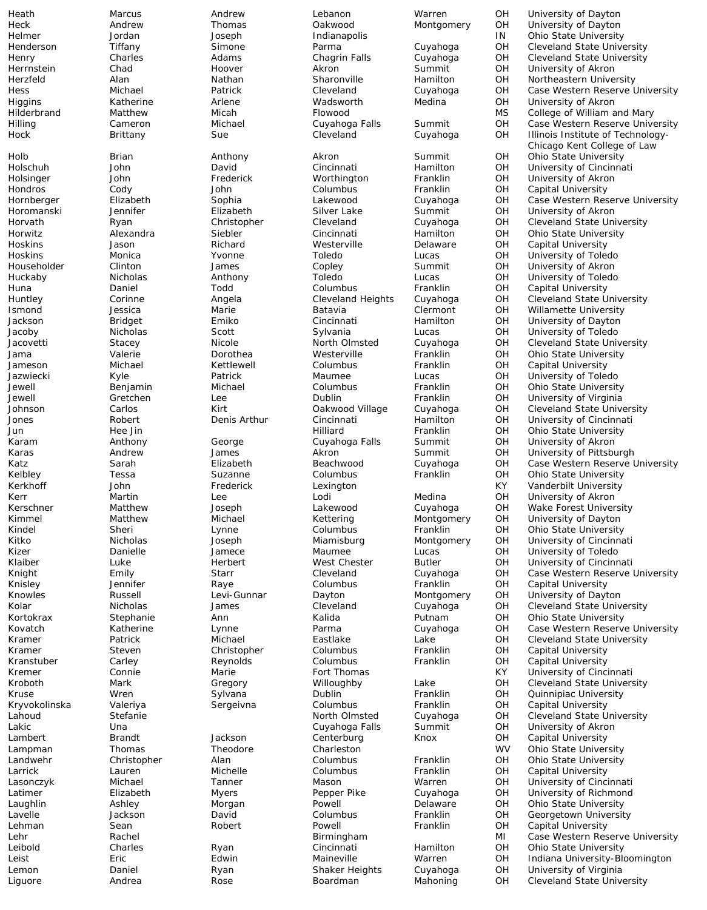| | | | | | | |
|---|---|---|---|---|---|---|
| Heath | Marcus | Andrew | Lebanon | Warren | OH | University of Dayton |
| Heck | Andrew | Thomas | Oakwood | Montgomery | OH | University of Dayton |
| Helmer | Jordan | Joseph | Indianapolis | | IN | Ohio State University |
| Henderson | Tiffany | Simone | Parma | Cuyahoga | OH | Cleveland State University |
| Henry | Charles | Adams | Chagrin Falls | Cuyahoga | OH | Cleveland State University |
| Herrnstein | Chad | Hoover | Akron | Summit | OH | University of Akron |
| Herzfeld | Alan | Nathan | Sharonville | Hamilton | OH | Northeastern University |
| Hess | Michael | Patrick | Cleveland | Cuyahoga | OH | Case Western Reserve University |
| Higgins | Katherine | Arlene | Wadsworth | Medina | OH | University of Akron |
| Hilderbrand | Matthew | Micah | Flowood | | MS | College of William and Mary |
| Hilling | Cameron | Michael | Cuyahoga Falls | Summit | OH | Case Western Reserve University |
| Hock | Brittany | Sue | Cleveland | Cuyahoga | OH | Illinois Institute of Technology-Chicago Kent College of Law |
| Holb | Brian | Anthony | Akron | Summit | OH | Ohio State University |
| Holschuh | John | David | Cincinnati | Hamilton | OH | University of Cincinnati |
| Holsinger | John | Frederick | Worthington | Franklin | OH | University of Akron |
| Hondros | Cody | John | Columbus | Franklin | OH | Capital University |
| Hornberger | Elizabeth | Sophia | Lakewood | Cuyahoga | OH | Case Western Reserve University |
| Horomanski | Jennifer | Elizabeth | Silver Lake | Summit | OH | University of Akron |
| Horvath | Ryan | Christopher | Cleveland | Cuyahoga | OH | Cleveland State University |
| Horwitz | Alexandra | Siebler | Cincinnati | Hamilton | OH | Ohio State University |
| Hoskins | Jason | Richard | Westerville | Delaware | OH | Capital University |
| Hoskins | Monica | Yvonne | Toledo | Lucas | OH | University of Toledo |
| Householder | Clinton | James | Copley | Summit | OH | University of Akron |
| Huckaby | Nicholas | Anthony | Toledo | Lucas | OH | University of Toledo |
| Huna | Daniel | Todd | Columbus | Franklin | OH | Capital University |
| Huntley | Corinne | Angela | Cleveland Heights | Cuyahoga | OH | Cleveland State University |
| Ismond | Jessica | Marie | Batavia | Clermont | OH | Willamette University |
| Jackson | Bridget | Emiko | Cincinnati | Hamilton | OH | University of Dayton |
| Jacoby | Nicholas | Scott | Sylvania | Lucas | OH | University of Toledo |
| Jacovetti | Stacey | Nicole | North Olmsted | Cuyahoga | OH | Cleveland State University |
| Jama | Valerie | Dorothea | Westerville | Franklin | OH | Ohio State University |
| Jameson | Michael | Kettlewell | Columbus | Franklin | OH | Capital University |
| Jazwiecki | Kyle | Patrick | Maumee | Lucas | OH | University of Toledo |
| Jewell | Benjamin | Michael | Columbus | Franklin | OH | Ohio State University |
| Jewell | Gretchen | Lee | Dublin | Franklin | OH | University of Virginia |
| Johnson | Carlos | Kirt | Oakwood Village | Cuyahoga | OH | Cleveland State University |
| Jones | Robert | Denis Arthur | Cincinnati | Hamilton | OH | University of Cincinnati |
| Jun | Hee Jin | | Hilliard | Franklin | OH | Ohio State University |
| Karam | Anthony | George | Cuyahoga Falls | Summit | OH | University of Akron |
| Karas | Andrew | James | Akron | Summit | OH | University of Pittsburgh |
| Katz | Sarah | Elizabeth | Beachwood | Cuyahoga | OH | Case Western Reserve University |
| Kelbley | Tessa | Suzanne | Columbus | Franklin | OH | Ohio State University |
| Kerkhoff | John | Frederick | Lexington | | KY | Vanderbilt University |
| Kerr | Martin | Lee | Lodi | Medina | OH | University of Akron |
| Kerschner | Matthew | Joseph | Lakewood | Cuyahoga | OH | Wake Forest University |
| Kimmel | Matthew | Michael | Kettering | Montgomery | OH | University of Dayton |
| Kindel | Sheri | Lynne | Columbus | Franklin | OH | Ohio State University |
| Kitko | Nicholas | Joseph | Miamisburg | Montgomery | OH | University of Cincinnati |
| Kizer | Danielle | Jamece | Maumee | Lucas | OH | University of Toledo |
| Klaiber | Luke | Herbert | West Chester | Butler | OH | University of Cincinnati |
| Knight | Emily | Starr | Cleveland | Cuyahoga | OH | Case Western Reserve University |
| Knisley | Jennifer | Raye | Columbus | Franklin | OH | Capital University |
| Knowles | Russell | Levi-Gunnar | Dayton | Montgomery | OH | University of Dayton |
| Kolar | Nicholas | James | Cleveland | Cuyahoga | OH | Cleveland State University |
| Kortokrax | Stephanie | Ann | Kalida | Putnam | OH | Ohio State University |
| Kovatch | Katherine | Lynne | Parma | Cuyahoga | OH | Case Western Reserve University |
| Kramer | Patrick | Michael | Eastlake | Lake | OH | Cleveland State University |
| Kramer | Steven | Christopher | Columbus | Franklin | OH | Capital University |
| Kranstuber | Carley | Reynolds | Columbus | Franklin | OH | Capital University |
| Kremer | Connie | Marie | Fort Thomas | | KY | University of Cincinnati |
| Kroboth | Mark | Gregory | Willoughby | Lake | OH | Cleveland State University |
| Kruse | Wren | Sylvana | Dublin | Franklin | OH | Quinnipiac University |
| Kryvokolinska | Valeriya | Sergeivna | Columbus | Franklin | OH | Capital University |
| Lahoud | Stefanie | | North Olmsted | Cuyahoga | OH | Cleveland State University |
| Lakic | Una | | Cuyahoga Falls | Summit | OH | University of Akron |
| Lambert | Brandt | Jackson | Centerburg | Knox | OH | Capital University |
| Lampman | Thomas | Theodore | Charleston | | WV | Ohio State University |
| Landwehr | Christopher | Alan | Columbus | Franklin | OH | Ohio State University |
| Larrick | Lauren | Michelle | Columbus | Franklin | OH | Capital University |
| Lasonczyk | Michael | Tanner | Mason | Warren | OH | University of Cincinnati |
| Latimer | Elizabeth | Myers | Pepper Pike | Cuyahoga | OH | University of Richmond |
| Laughlin | Ashley | Morgan | Powell | Delaware | OH | Ohio State University |
| Lavelle | Jackson | David | Columbus | Franklin | OH | Georgetown University |
| Lehman | Sean | Robert | Powell | Franklin | OH | Capital University |
| Lehr | Rachel | | Birmingham | | MI | Case Western Reserve University |
| Leibold | Charles | Ryan | Cincinnati | Hamilton | OH | Ohio State University |
| Leist | Eric | Edwin | Maineville | Warren | OH | Indiana University-Bloomington |
| Lemon | Daniel | Ryan | Shaker Heights | Cuyahoga | OH | University of Virginia |
| Liguore | Andrea | Rose | Boardman | Mahoning | OH | Cleveland State University |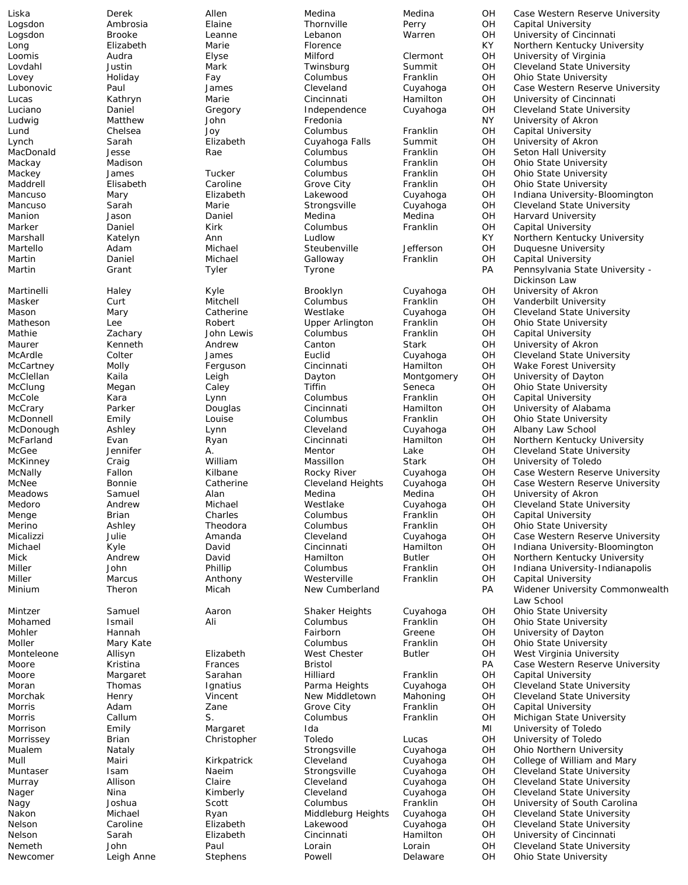| | | | | | | |
|---|---|---|---|---|---|---|
| Liska | Derek | Allen | Medina | Medina | OH | Case Western Reserve University |
| Logsdon | Ambrosia | Elaine | Thornville | Perry | OH | Capital University |
| Logsdon | Brooke | Leanne | Lebanon | Warren | OH | University of Cincinnati |
| Long | Elizabeth | Marie | Florence | | KY | Northern Kentucky University |
| Loomis | Audra | Elyse | Milford | Clermont | OH | University of Virginia |
| Lovdahl | Justin | Mark | Twinsburg | Summit | OH | Cleveland State University |
| Lovey | Holiday | Fay | Columbus | Franklin | OH | Ohio State University |
| Lubonovic | Paul | James | Cleveland | Cuyahoga | OH | Case Western Reserve University |
| Lucas | Kathryn | Marie | Cincinnati | Hamilton | OH | University of Cincinnati |
| Luciano | Daniel | Gregory | Independence | Cuyahoga | OH | Cleveland State University |
| Ludwig | Matthew | John | Fredonia | | NY | University of Akron |
| Lund | Chelsea | Joy | Columbus | Franklin | OH | Capital University |
| Lynch | Sarah | Elizabeth | Cuyahoga Falls | Summit | OH | University of Akron |
| MacDonald | Jesse | Rae | Columbus | Franklin | OH | Seton Hall University |
| Mackay | Madison | | Columbus | Franklin | OH | Ohio State University |
| Mackey | James | Tucker | Columbus | Franklin | OH | Ohio State University |
| Maddrell | Elisabeth | Caroline | Grove City | Franklin | OH | Ohio State University |
| Mancuso | Mary | Elizabeth | Lakewood | Cuyahoga | OH | Indiana University-Bloomington |
| Mancuso | Sarah | Marie | Strongsville | Cuyahoga | OH | Cleveland State University |
| Manion | Jason | Daniel | Medina | Medina | OH | Harvard University |
| Marker | Daniel | Kirk | Columbus | Franklin | OH | Capital University |
| Marshall | Katelyn | Ann | Ludlow | | KY | Northern Kentucky University |
| Martello | Adam | Michael | Steubenville | Jefferson | OH | Duquesne University |
| Martin | Daniel | Michael | Galloway | Franklin | OH | Capital University |
| Martin | Grant | Tyler | Tyrone | | PA | Pennsylvania State University - Dickinson Law |
| Martinelli | Haley | Kyle | Brooklyn | Cuyahoga | OH | University of Akron |
| Masker | Curt | Mitchell | Columbus | Franklin | OH | Vanderbilt University |
| Mason | Mary | Catherine | Westlake | Cuyahoga | OH | Cleveland State University |
| Matheson | Lee | Robert | Upper Arlington | Franklin | OH | Ohio State University |
| Mathie | Zachary | John Lewis | Columbus | Franklin | OH | Capital University |
| Maurer | Kenneth | Andrew | Canton | Stark | OH | University of Akron |
| McArdle | Colter | James | Euclid | Cuyahoga | OH | Cleveland State University |
| McCartney | Molly | Ferguson | Cincinnati | Hamilton | OH | Wake Forest University |
| McClellan | Kaila | Leigh | Dayton | Montgomery | OH | University of Dayton |
| McClung | Megan | Caley | Tiffin | Seneca | OH | Ohio State University |
| McCole | Kara | Lynn | Columbus | Franklin | OH | Capital University |
| McCrary | Parker | Douglas | Cincinnati | Hamilton | OH | University of Alabama |
| McDonnell | Emily | Louise | Columbus | Franklin | OH | Ohio State University |
| McDonough | Ashley | Lynn | Cleveland | Cuyahoga | OH | Albany Law School |
| McFarland | Evan | Ryan | Cincinnati | Hamilton | OH | Northern Kentucky University |
| McGee | Jennifer | A. | Mentor | Lake | OH | Cleveland State University |
| McKinney | Craig | William | Massillon | Stark | OH | University of Toledo |
| McNally | Fallon | Kilbane | Rocky River | Cuyahoga | OH | Case Western Reserve University |
| McNee | Bonnie | Catherine | Cleveland Heights | Cuyahoga | OH | Case Western Reserve University |
| Meadows | Samuel | Alan | Medina | Medina | OH | University of Akron |
| Medoro | Andrew | Michael | Westlake | Cuyahoga | OH | Cleveland State University |
| Menge | Brian | Charles | Columbus | Franklin | OH | Capital University |
| Merino | Ashley | Theodora | Columbus | Franklin | OH | Ohio State University |
| Micalizzi | Julie | Amanda | Cleveland | Cuyahoga | OH | Case Western Reserve University |
| Michael | Kyle | David | Cincinnati | Hamilton | OH | Indiana University-Bloomington |
| Mick | Andrew | David | Hamilton | Butler | OH | Northern Kentucky University |
| Miller | John | Phillip | Columbus | Franklin | OH | Indiana University-Indianapolis |
| Miller | Marcus | Anthony | Westerville | Franklin | OH | Capital University |
| Minium | Theron | Micah | New Cumberland | | PA | Widener University Commonwealth Law School |
| Mintzer | Samuel | Aaron | Shaker Heights | Cuyahoga | OH | Ohio State University |
| Mohamed | Ismail | Ali | Columbus | Franklin | OH | Ohio State University |
| Mohler | Hannah | | Fairborn | Greene | OH | University of Dayton |
| Moller | Mary Kate | | Columbus | Franklin | OH | Ohio State University |
| Monteleone | Allisyn | Elizabeth | West Chester | Butler | OH | West Virginia University |
| Moore | Kristina | Frances | Bristol | | PA | Case Western Reserve University |
| Moore | Margaret | Sarahan | Hilliard | Franklin | OH | Capital University |
| Moran | Thomas | Ignatius | Parma Heights | Cuyahoga | OH | Cleveland State University |
| Morchak | Henry | Vincent | New Middletown | Mahoning | OH | Cleveland State University |
| Morris | Adam | Zane | Grove City | Franklin | OH | Capital University |
| Morris | Callum | S. | Columbus | Franklin | OH | Michigan State University |
| Morrison | Emily | Margaret | Ida | | MI | University of Toledo |
| Morrissey | Brian | Christopher | Toledo | Lucas | OH | University of Toledo |
| Mualem | Nataly | | Strongsville | Cuyahoga | OH | Ohio Northern University |
| Mull | Mairi | Kirkpatrick | Cleveland | Cuyahoga | OH | College of William and Mary |
| Muntaser | Isam | Naeim | Strongsville | Cuyahoga | OH | Cleveland State University |
| Murray | Allison | Claire | Cleveland | Cuyahoga | OH | Cleveland State University |
| Nager | Nina | Kimberly | Cleveland | Cuyahoga | OH | Cleveland State University |
| Nagy | Joshua | Scott | Columbus | Franklin | OH | University of South Carolina |
| Nakon | Michael | Ryan | Middleburg Heights | Cuyahoga | OH | Cleveland State University |
| Nelson | Caroline | Elizabeth | Lakewood | Cuyahoga | OH | Cleveland State University |
| Nelson | Sarah | Elizabeth | Cincinnati | Hamilton | OH | University of Cincinnati |
| Nemeth | John | Paul | Lorain | Lorain | OH | Cleveland State University |
| Newcomer | Leigh Anne | Stephens | Powell | Delaware | OH | Ohio State University |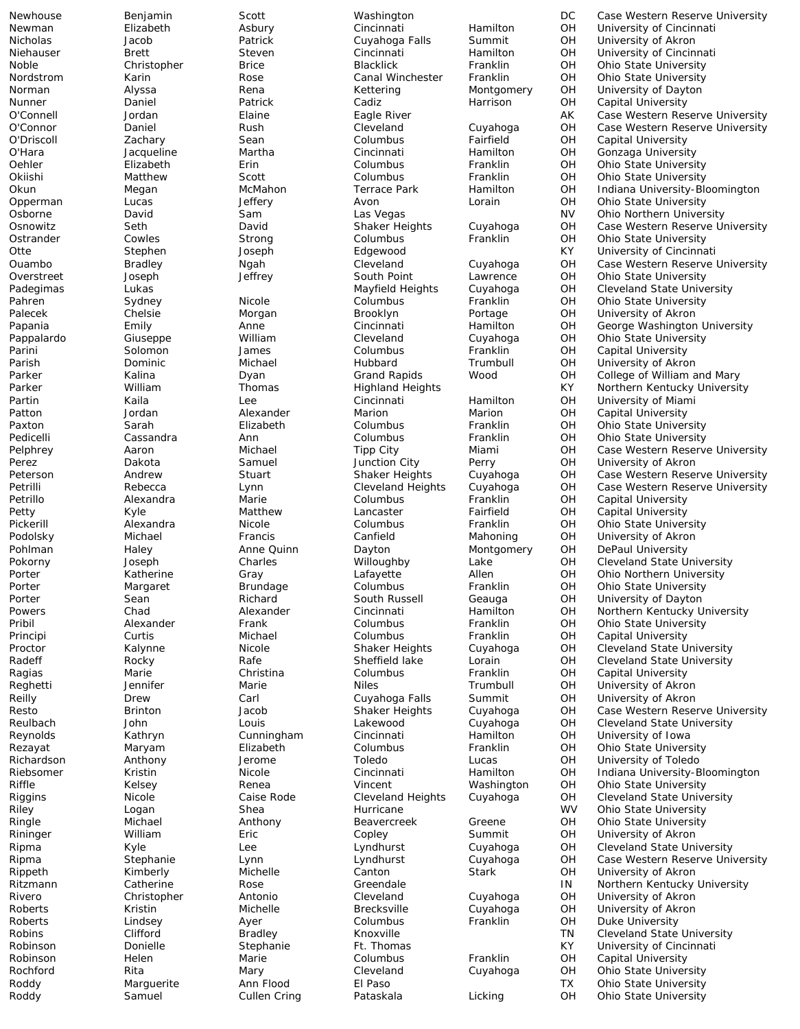| | | | | | | |
|---|---|---|---|---|---|---|
| Newhouse | Benjamin | Scott | Washington | | DC | Case Western Reserve University |
| Newman | Elizabeth | Asbury | Cincinnati | Hamilton | OH | University of Cincinnati |
| Nicholas | Jacob | Patrick | Cuyahoga Falls | Summit | OH | University of Akron |
| Niehauser | Brett | Steven | Cincinnati | Hamilton | OH | University of Cincinnati |
| Noble | Christopher | Brice | Blacklick | Franklin | OH | Ohio State University |
| Nordstrom | Karin | Rose | Canal Winchester | Franklin | OH | Ohio State University |
| Norman | Alyssa | Rena | Kettering | Montgomery | OH | University of Dayton |
| Nunner | Daniel | Patrick | Cadiz | Harrison | OH | Capital University |
| O'Connell | Jordan | Elaine | Eagle River | | AK | Case Western Reserve University |
| O'Connor | Daniel | Rush | Cleveland | Cuyahoga | OH | Case Western Reserve University |
| O'Driscoll | Zachary | Sean | Columbus | Fairfield | OH | Capital University |
| O'Hara | Jacqueline | Martha | Cincinnati | Hamilton | OH | Gonzaga University |
| Oehler | Elizabeth | Erin | Columbus | Franklin | OH | Ohio State University |
| Okiishi | Matthew | Scott | Columbus | Franklin | OH | Ohio State University |
| Okun | Megan | McMahon | Terrace Park | Hamilton | OH | Indiana University-Bloomington |
| Opperman | Lucas | Jeffery | Avon | Lorain | OH | Ohio State University |
| Osborne | David | Sam | Las Vegas | | NV | Ohio Northern University |
| Osnowitz | Seth | David | Shaker Heights | Cuyahoga | OH | Case Western Reserve University |
| Ostrander | Cowles | Strong | Columbus | Franklin | OH | Ohio State University |
| Otte | Stephen | Joseph | Edgewood | | KY | University of Cincinnati |
| Ouambo | Bradley | Ngah | Cleveland | Cuyahoga | OH | Case Western Reserve University |
| Overstreet | Joseph | Jeffrey | South Point | Lawrence | OH | Ohio State University |
| Padegimas | Lukas | | Mayfield Heights | Cuyahoga | OH | Cleveland State University |
| Pahren | Sydney | Nicole | Columbus | Franklin | OH | Ohio State University |
| Palecek | Chelsie | Morgan | Brooklyn | Portage | OH | University of Akron |
| Papania | Emily | Anne | Cincinnati | Hamilton | OH | George Washington University |
| Pappalardo | Giuseppe | William | Cleveland | Cuyahoga | OH | Ohio State University |
| Parini | Solomon | James | Columbus | Franklin | OH | Capital University |
| Parish | Dominic | Michael | Hubbard | Trumbull | OH | University of Akron |
| Parker | Kalina | Dyan | Grand Rapids | Wood | OH | College of William and Mary |
| Parker | William | Thomas | Highland Heights | | KY | Northern Kentucky University |
| Partin | Kaila | Lee | Cincinnati | Hamilton | OH | University of Miami |
| Patton | Jordan | Alexander | Marion | Marion | OH | Capital University |
| Paxton | Sarah | Elizabeth | Columbus | Franklin | OH | Ohio State University |
| Pedicelli | Cassandra | Ann | Columbus | Franklin | OH | Ohio State University |
| Pelphrey | Aaron | Michael | Tipp City | Miami | OH | Case Western Reserve University |
| Perez | Dakota | Samuel | Junction City | Perry | OH | University of Akron |
| Peterson | Andrew | Stuart | Shaker Heights | Cuyahoga | OH | Case Western Reserve University |
| Petrilli | Rebecca | Lynn | Cleveland Heights | Cuyahoga | OH | Case Western Reserve University |
| Petrillo | Alexandra | Marie | Columbus | Franklin | OH | Capital University |
| Petty | Kyle | Matthew | Lancaster | Fairfield | OH | Capital University |
| Pickerill | Alexandra | Nicole | Columbus | Franklin | OH | Ohio State University |
| Podolsky | Michael | Francis | Canfield | Mahoning | OH | University of Akron |
| Pohlman | Haley | Anne Quinn | Dayton | Montgomery | OH | DePaul University |
| Pokorny | Joseph | Charles | Willoughby | Lake | OH | Cleveland State University |
| Porter | Katherine | Gray | Lafayette | Allen | OH | Ohio Northern University |
| Porter | Margaret | Brundage | Columbus | Franklin | OH | Ohio State University |
| Porter | Sean | Richard | South Russell | Geauga | OH | University of Dayton |
| Powers | Chad | Alexander | Cincinnati | Hamilton | OH | Northern Kentucky University |
| Pribil | Alexander | Frank | Columbus | Franklin | OH | Ohio State University |
| Principi | Curtis | Michael | Columbus | Franklin | OH | Capital University |
| Proctor | Kalynne | Nicole | Shaker Heights | Cuyahoga | OH | Cleveland State University |
| Radeff | Rocky | Rafe | Sheffield lake | Lorain | OH | Cleveland State University |
| Ragias | Marie | Christina | Columbus | Franklin | OH | Capital University |
| Reghetti | Jennifer | Marie | Niles | Trumbull | OH | University of Akron |
| Reilly | Drew | Carl | Cuyahoga Falls | Summit | OH | University of Akron |
| Resto | Brinton | Jacob | Shaker Heights | Cuyahoga | OH | Case Western Reserve University |
| Reulbach | John | Louis | Lakewood | Cuyahoga | OH | Cleveland State University |
| Reynolds | Kathryn | Cunningham | Cincinnati | Hamilton | OH | University of Iowa |
| Rezayat | Maryam | Elizabeth | Columbus | Franklin | OH | Ohio State University |
| Richardson | Anthony | Jerome | Toledo | Lucas | OH | University of Toledo |
| Riebsomer | Kristin | Nicole | Cincinnati | Hamilton | OH | Indiana University-Bloomington |
| Riffle | Kelsey | Renea | Vincent | Washington | OH | Ohio State University |
| Riggins | Nicole | Caise Rode | Cleveland Heights | Cuyahoga | OH | Cleveland State University |
| Riley | Logan | Shea | Hurricane | | WV | Ohio State University |
| Ringle | Michael | Anthony | Beavercreek | Greene | OH | Ohio State University |
| Rininger | William | Eric | Copley | Summit | OH | University of Akron |
| Ripma | Kyle | Lee | Lyndhurst | Cuyahoga | OH | Cleveland State University |
| Ripma | Stephanie | Lynn | Lyndhurst | Cuyahoga | OH | Case Western Reserve University |
| Rippeth | Kimberly | Michelle | Canton | Stark | OH | University of Akron |
| Ritzmann | Catherine | Rose | Greendale | | IN | Northern Kentucky University |
| Rivero | Christopher | Antonio | Cleveland | Cuyahoga | OH | University of Akron |
| Roberts | Kristin | Michelle | Brecksville | Cuyahoga | OH | University of Akron |
| Roberts | Lindsey | Ayer | Columbus | Franklin | OH | Duke University |
| Robins | Clifford | Bradley | Knoxville | | TN | Cleveland State University |
| Robinson | Donielle | Stephanie | Ft. Thomas | | KY | University of Cincinnati |
| Robinson | Helen | Marie | Columbus | Franklin | OH | Capital University |
| Rochford | Rita | Mary | Cleveland | Cuyahoga | OH | Ohio State University |
| Roddy | Marguerite | Ann Flood | El Paso | | TX | Ohio State University |
| Roddy | Samuel | Cullen Cring | Pataskala | Licking | OH | Ohio State University |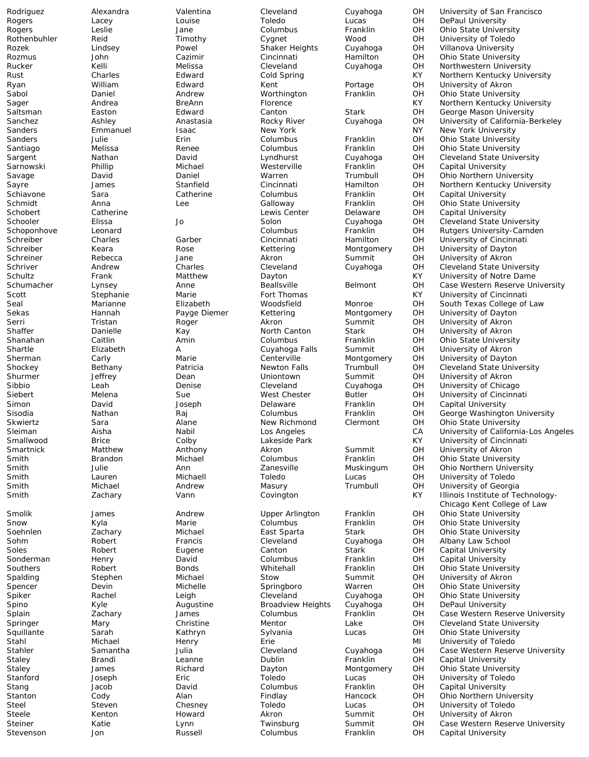| | | | | | | |
|---|---|---|---|---|---|---|
| Rodriguez | Alexandra | Valentina | Cleveland | Cuyahoga | OH | University of San Francisco |
| Rogers | Lacey | Louise | Toledo | Lucas | OH | DePaul University |
| Rogers | Leslie | Jane | Columbus | Franklin | OH | Ohio State University |
| Rothenbuhler | Reid | Timothy | Cygnet | Wood | OH | University of Toledo |
| Rozek | Lindsey | Powel | Shaker Heights | Cuyahoga | OH | Villanova University |
| Rozmus | John | Cazimir | Cincinnati | Hamilton | OH | Ohio State University |
| Rucker | Kelli | Melissa | Cleveland | Cuyahoga | OH | Northwestern University |
| Rust | Charles | Edward | Cold Spring | | KY | Northern Kentucky University |
| Ryan | William | Edward | Kent | Portage | OH | University of Akron |
| Sabol | Daniel | Andrew | Worthington | Franklin | OH | Ohio State University |
| Sager | Andrea | BreAnn | Florence | | KY | Northern Kentucky University |
| Saltsman | Easton | Edward | Canton | Stark | OH | George Mason University |
| Sanchez | Ashley | Anastasia | Rocky River | Cuyahoga | OH | University of California-Berkeley |
| Sanders | Emmanuel | Isaac | New York | | NY | New York University |
| Sanders | Julie | Erin | Columbus | Franklin | OH | Ohio State University |
| Santiago | Melissa | Renee | Columbus | Franklin | OH | Ohio State University |
| Sargent | Nathan | David | Lyndhurst | Cuyahoga | OH | Cleveland State University |
| Sarnowski | Phillip | Michael | Westerville | Franklin | OH | Capital University |
| Savage | David | Daniel | Warren | Trumbull | OH | Ohio Northern University |
| Sayre | James | Stanfield | Cincinnati | Hamilton | OH | Northern Kentucky University |
| Schiavone | Sara | Catherine | Columbus | Franklin | OH | Capital University |
| Schmidt | Anna | Lee | Galloway | Franklin | OH | Ohio State University |
| Schobert | Catherine | | Lewis Center | Delaware | OH | Capital University |
| Schooler | Elissa | Jo | Solon | Cuyahoga | OH | Cleveland State University |
| Schoponhove | Leonard | | Columbus | Franklin | OH | Rutgers University-Camden |
| Schreiber | Charles | Garber | Cincinnati | Hamilton | OH | University of Cincinnati |
| Schreiber | Keara | Rose | Kettering | Montgomery | OH | University of Dayton |
| Schreiner | Rebecca | Jane | Akron | Summit | OH | University of Akron |
| Schriver | Andrew | Charles | Cleveland | Cuyahoga | OH | Cleveland State University |
| Schultz | Frank | Matthew | Dayton | | KY | University of Notre Dame |
| Schumacher | Lynsey | Anne | Beallsville | Belmont | OH | Case Western Reserve University |
| Scott | Stephanie | Marie | Fort Thomas | | KY | University of Cincinnati |
| Seal | Marianne | Elizabeth | Woodsfield | Monroe | OH | South Texas College of Law |
| Sekas | Hannah | Payge Diemer | Kettering | Montgomery | OH | University of Dayton |
| Serri | Tristan | Roger | Akron | Summit | OH | University of Akron |
| Shaffer | Danielle | Kay | North Canton | Stark | OH | University of Akron |
| Shanahan | Caitlin | Amin | Columbus | Franklin | OH | Ohio State University |
| Shartle | Elizabeth | A | Cuyahoga Falls | Summit | OH | University of Akron |
| Sherman | Carly | Marie | Centerville | Montgomery | OH | University of Dayton |
| Shockey | Bethany | Patricia | Newton Falls | Trumbull | OH | Cleveland State University |
| Shurmer | Jeffrey | Dean | Uniontown | Summit | OH | University of Akron |
| Sibbio | Leah | Denise | Cleveland | Cuyahoga | OH | University of Chicago |
| Siebert | Melena | Sue | West Chester | Butler | OH | University of Cincinnati |
| Simon | David | Joseph | Delaware | Franklin | OH | Capital University |
| Sisodia | Nathan | Raj | Columbus | Franklin | OH | George Washington University |
| Skwiertz | Sara | Alane | New Richmond | Clermont | OH | Ohio State University |
| Sleiman | Aisha | Nabil | Los Angeles | | CA | University of California-Los Angeles |
| Smallwood | Brice | Colby | Lakeside Park | | KY | University of Cincinnati |
| Smartnick | Matthew | Anthony | Akron | Summit | OH | University of Akron |
| Smith | Brandon | Michael | Columbus | Franklin | OH | Ohio State University |
| Smith | Julie | Ann | Zanesville | Muskingum | OH | Ohio Northern University |
| Smith | Lauren | Michaell | Toledo | Lucas | OH | University of Toledo |
| Smith | Michael | Andrew | Masury | Trumbull | OH | University of Georgia |
| Smith | Zachary | Vann | Covington | | KY | Illinois Institute of Technology-Chicago Kent College of Law |
| Smolik | James | Andrew | Upper Arlington | Franklin | OH | Ohio State University |
| Snow | Kyla | Marie | Columbus | Franklin | OH | Ohio State University |
| Soehnlen | Zachary | Michael | East Sparta | Stark | OH | Ohio State University |
| Sohm | Robert | Francis | Cleveland | Cuyahoga | OH | Albany Law School |
| Soles | Robert | Eugene | Canton | Stark | OH | Capital University |
| Sonderman | Henry | David | Columbus | Franklin | OH | Capital University |
| Southers | Robert | Bonds | Whitehall | Franklin | OH | Ohio State University |
| Spalding | Stephen | Michael | Stow | Summit | OH | University of Akron |
| Spencer | Devin | Michelle | Springboro | Warren | OH | Ohio State University |
| Spiker | Rachel | Leigh | Cleveland | Cuyahoga | OH | Ohio State University |
| Spino | Kyle | Augustine | Broadview Heights | Cuyahoga | OH | DePaul University |
| Splain | Zachary | James | Columbus | Franklin | OH | Case Western Reserve University |
| Springer | Mary | Christine | Mentor | Lake | OH | Cleveland State University |
| Squillante | Sarah | Kathryn | Sylvania | Lucas | OH | Ohio State University |
| Stahl | Michael | Henry | Erie | | MI | University of Toledo |
| Stahler | Samantha | Julia | Cleveland | Cuyahoga | OH | Case Western Reserve University |
| Staley | Brandi | Leanne | Dublin | Franklin | OH | Capital University |
| Staley | James | Richard | Dayton | Montgomery | OH | Ohio State University |
| Stanford | Joseph | Eric | Toledo | Lucas | OH | University of Toledo |
| Stang | Jacob | David | Columbus | Franklin | OH | Capital University |
| Stanton | Cody | Alan | Findlay | Hancock | OH | Ohio Northern University |
| Steel | Steven | Chesney | Toledo | Lucas | OH | University of Toledo |
| Steele | Kenton | Howard | Akron | Summit | OH | University of Akron |
| Steiner | Katie | Lynn | Twinsburg | Summit | OH | Case Western Reserve University |
| Stevenson | Jon | Russell | Columbus | Franklin | OH | Capital University |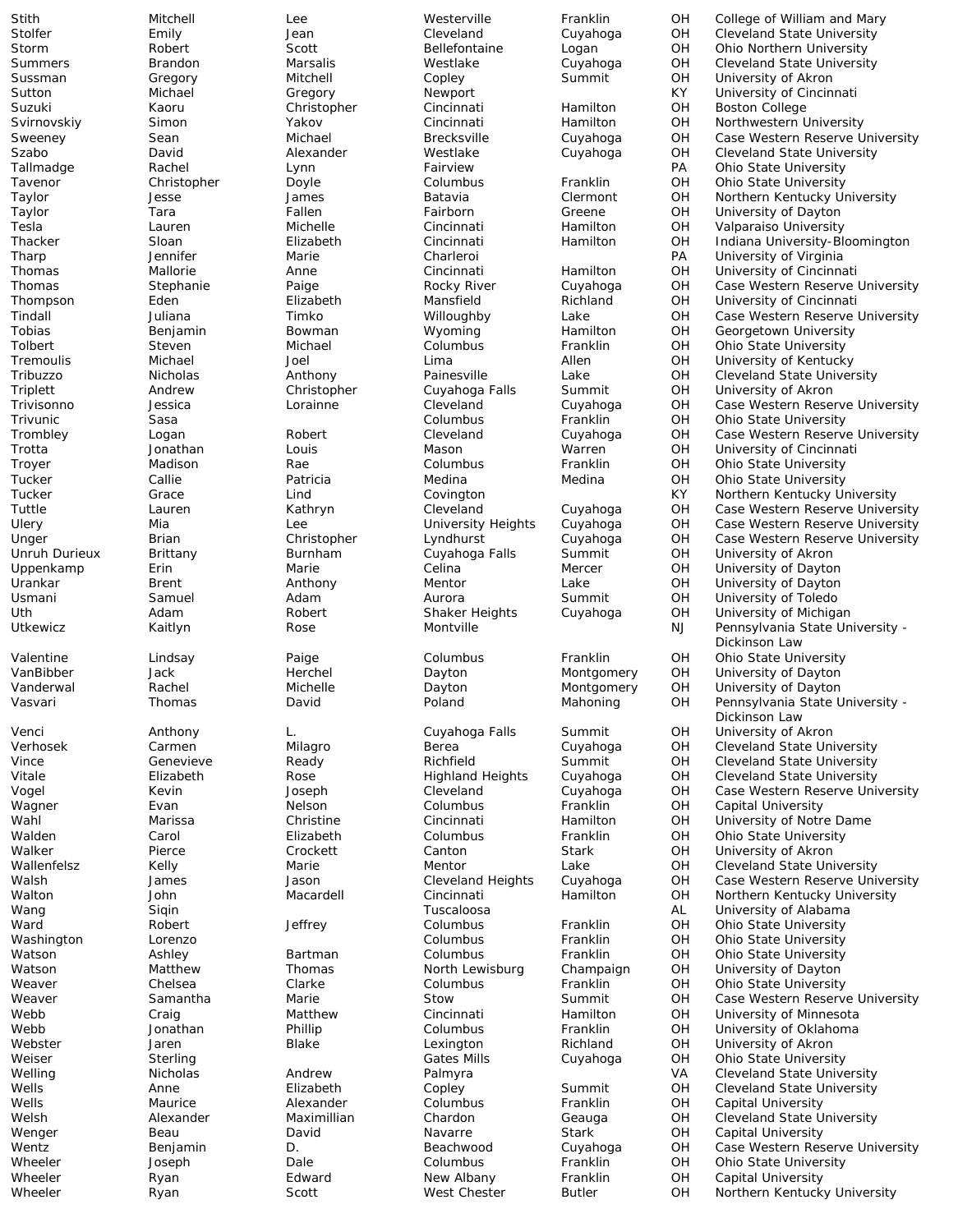| | | | | | | |
|---|---|---|---|---|---|---|
| Stith | Mitchell | Lee | Westerville | Franklin | OH | College of William and Mary |
| Stolfer | Emily | Jean | Cleveland | Cuyahoga | OH | Cleveland State University |
| Storm | Robert | Scott | Bellefontaine | Logan | OH | Ohio Northern University |
| Summers | Brandon | Marsalis | Westlake | Cuyahoga | OH | Cleveland State University |
| Sussman | Gregory | Mitchell | Copley | Summit | OH | University of Akron |
| Sutton | Michael | Gregory | Newport | | KY | University of Cincinnati |
| Suzuki | Kaoru | Christopher | Cincinnati | Hamilton | OH | Boston College |
| Svirnovskiy | Simon | Yakov | Cincinnati | Hamilton | OH | Northwestern University |
| Sweeney | Sean | Michael | Brecksville | Cuyahoga | OH | Case Western Reserve University |
| Szabo | David | Alexander | Westlake | Cuyahoga | OH | Cleveland State University |
| Tallmadge | Rachel | Lynn | Fairview | | PA | Ohio State University |
| Tavenor | Christopher | Doyle | Columbus | Franklin | OH | Ohio State University |
| Taylor | Jesse | James | Batavia | Clermont | OH | Northern Kentucky University |
| Taylor | Tara | Fallen | Fairborn | Greene | OH | University of Dayton |
| Tesla | Lauren | Michelle | Cincinnati | Hamilton | OH | Valparaiso University |
| Thacker | Sloan | Elizabeth | Cincinnati | Hamilton | OH | Indiana University-Bloomington |
| Tharp | Jennifer | Marie | Charleroi | | PA | University of Virginia |
| Thomas | Mallorie | Anne | Cincinnati | Hamilton | OH | University of Cincinnati |
| Thomas | Stephanie | Paige | Rocky River | Cuyahoga | OH | Case Western Reserve University |
| Thompson | Eden | Elizabeth | Mansfield | Richland | OH | University of Cincinnati |
| Tindall | Juliana | Timko | Willoughby | Lake | OH | Case Western Reserve University |
| Tobias | Benjamin | Bowman | Wyoming | Hamilton | OH | Georgetown University |
| Tolbert | Steven | Michael | Columbus | Franklin | OH | Ohio State University |
| Tremoulis | Michael | Joel | Lima | Allen | OH | University of Kentucky |
| Tribuzzo | Nicholas | Anthony | Painesville | Lake | OH | Cleveland State University |
| Triplett | Andrew | Christopher | Cuyahoga Falls | Summit | OH | University of Akron |
| Trivisonno | Jessica | Lorainne | Cleveland | Cuyahoga | OH | Case Western Reserve University |
| Trivunic | Sasa | | Columbus | Franklin | OH | Ohio State University |
| Trombley | Logan | Robert | Cleveland | Cuyahoga | OH | Case Western Reserve University |
| Trotta | Jonathan | Louis | Mason | Warren | OH | University of Cincinnati |
| Troyer | Madison | Rae | Columbus | Franklin | OH | Ohio State University |
| Tucker | Callie | Patricia | Medina | Medina | OH | Ohio State University |
| Tucker | Grace | Lind | Covington | | KY | Northern Kentucky University |
| Tuttle | Lauren | Kathryn | Cleveland | Cuyahoga | OH | Case Western Reserve University |
| Ulery | Mia | Lee | University Heights | Cuyahoga | OH | Case Western Reserve University |
| Unger | Brian | Christopher | Lyndhurst | Cuyahoga | OH | Case Western Reserve University |
| Unruh Durieux | Brittany | Burnham | Cuyahoga Falls | Summit | OH | University of Akron |
| Uppenkamp | Erin | Marie | Celina | Mercer | OH | University of Dayton |
| Urankar | Brent | Anthony | Mentor | Lake | OH | University of Dayton |
| Usmani | Samuel | Adam | Aurora | Summit | OH | University of Toledo |
| Uth | Adam | Robert | Shaker Heights | Cuyahoga | OH | University of Michigan |
| Utkewicz | Kaitlyn | Rose | Montville | | NJ | Pennsylvania State University - Dickinson Law |
| Valentine | Lindsay | Paige | Columbus | Franklin | OH | Ohio State University |
| VanBibber | Jack | Herchel | Dayton | Montgomery | OH | University of Dayton |
| Vanderwal | Rachel | Michelle | Dayton | Montgomery | OH | University of Dayton |
| Vasvari | Thomas | David | Poland | Mahoning | OH | Pennsylvania State University - Dickinson Law |
| Venci | Anthony | L. | Cuyahoga Falls | Summit | OH | University of Akron |
| Verhosek | Carmen | Milagro | Berea | Cuyahoga | OH | Cleveland State University |
| Vince | Genevieve | Ready | Richfield | Summit | OH | Cleveland State University |
| Vitale | Elizabeth | Rose | Highland Heights | Cuyahoga | OH | Cleveland State University |
| Vogel | Kevin | Joseph | Cleveland | Cuyahoga | OH | Case Western Reserve University |
| Wagner | Evan | Nelson | Columbus | Franklin | OH | Capital University |
| Wahl | Marissa | Christine | Cincinnati | Hamilton | OH | University of Notre Dame |
| Walden | Carol | Elizabeth | Columbus | Franklin | OH | Ohio State University |
| Walker | Pierce | Crockett | Canton | Stark | OH | University of Akron |
| Wallenfelsz | Kelly | Marie | Mentor | Lake | OH | Cleveland State University |
| Walsh | James | Jason | Cleveland Heights | Cuyahoga | OH | Case Western Reserve University |
| Walton | John | Macardell | Cincinnati | Hamilton | OH | Northern Kentucky University |
| Wang | Siqin | | Tuscaloosa | | AL | University of Alabama |
| Ward | Robert | Jeffrey | Columbus | Franklin | OH | Ohio State University |
| Washington | Lorenzo | | Columbus | Franklin | OH | Ohio State University |
| Watson | Ashley | Bartman | Columbus | Franklin | OH | Ohio State University |
| Watson | Matthew | Thomas | North Lewisburg | Champaign | OH | University of Dayton |
| Weaver | Chelsea | Clarke | Columbus | Franklin | OH | Ohio State University |
| Weaver | Samantha | Marie | Stow | Summit | OH | Case Western Reserve University |
| Webb | Craig | Matthew | Cincinnati | Hamilton | OH | University of Minnesota |
| Webb | Jonathan | Phillip | Columbus | Franklin | OH | University of Oklahoma |
| Webster | Jaren | Blake | Lexington | Richland | OH | University of Akron |
| Weiser | Sterling | | Gates Mills | Cuyahoga | OH | Ohio State University |
| Welling | Nicholas | Andrew | Palmyra | | VA | Cleveland State University |
| Wells | Anne | Elizabeth | Copley | Summit | OH | Cleveland State University |
| Wells | Maurice | Alexander | Columbus | Franklin | OH | Capital University |
| Welsh | Alexander | Maximillian | Chardon | Geauga | OH | Cleveland State University |
| Wenger | Beau | David | Navarre | Stark | OH | Capital University |
| Wentz | Benjamin | D. | Beachwood | Cuyahoga | OH | Case Western Reserve University |
| Wheeler | Joseph | Dale | Columbus | Franklin | OH | Ohio State University |
| Wheeler | Ryan | Edward | New Albany | Franklin | OH | Capital University |
| Wheeler | Ryan | Scott | West Chester | Butler | OH | Northern Kentucky University |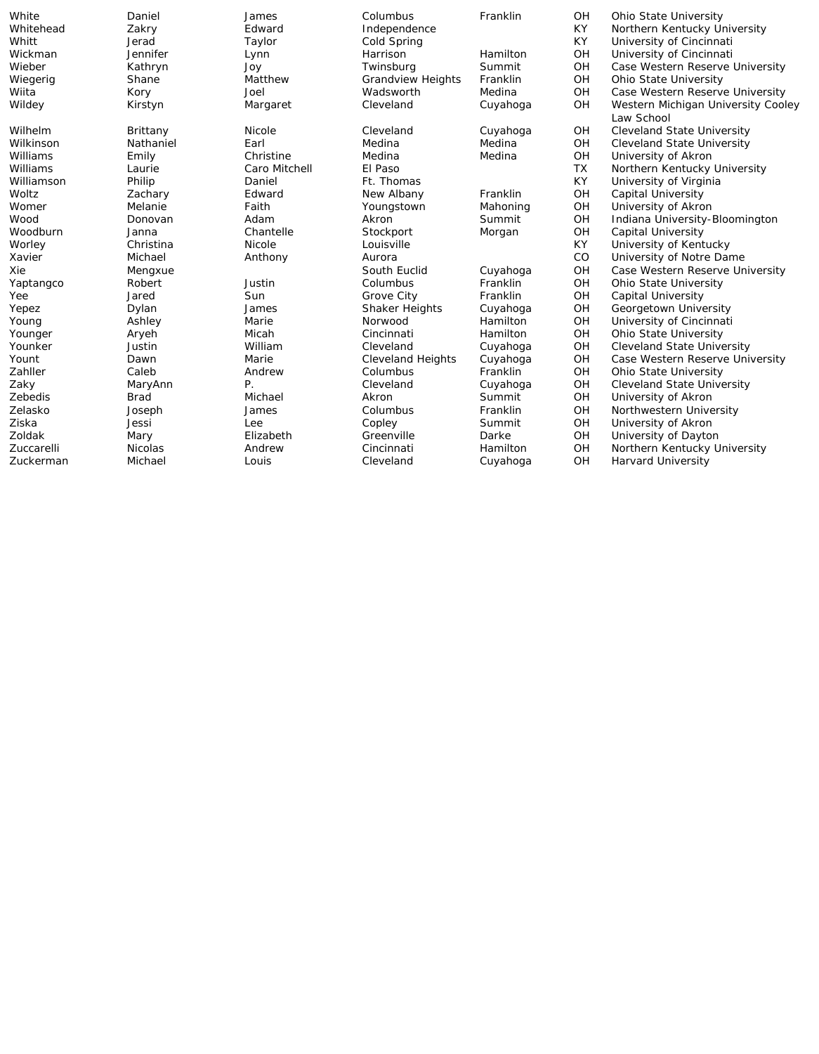| | | | | | | |
|---|---|---|---|---|---|---|
| White | Daniel | James | Columbus | Franklin | OH | Ohio State University |
| Whitehead | Zakry | Edward | Independence | | KY | Northern Kentucky University |
| Whitt | Jerad | Taylor | Cold Spring | | KY | University of Cincinnati |
| Wickman | Jennifer | Lynn | Harrison | Hamilton | OH | University of Cincinnati |
| Wieber | Kathryn | Joy | Twinsburg | Summit | OH | Case Western Reserve University |
| Wiegerig | Shane | Matthew | Grandview Heights | Franklin | OH | Ohio State University |
| Wiita | Kory | Joel | Wadsworth | Medina | OH | Case Western Reserve University |
| Wildey | Kirstyn | Margaret | Cleveland | Cuyahoga | OH | Western Michigan University Cooley Law School |
| Wilhelm | Brittany | Nicole | Cleveland | Cuyahoga | OH | Cleveland State University |
| Wilkinson | Nathaniel | Earl | Medina | Medina | OH | Cleveland State University |
| Williams | Emily | Christine | Medina | Medina | OH | University of Akron |
| Williams | Laurie | Caro Mitchell | El Paso | | TX | Northern Kentucky University |
| Williamson | Philip | Daniel | Ft. Thomas | | KY | University of Virginia |
| Woltz | Zachary | Edward | New Albany | Franklin | OH | Capital University |
| Womer | Melanie | Faith | Youngstown | Mahoning | OH | University of Akron |
| Wood | Donovan | Adam | Akron | Summit | OH | Indiana University-Bloomington |
| Woodburn | Janna | Chantelle | Stockport | Morgan | OH | Capital University |
| Worley | Christina | Nicole | Louisville | | KY | University of Kentucky |
| Xavier | Michael | Anthony | Aurora | | CO | University of Notre Dame |
| Xie | Mengxue | | South Euclid | Cuyahoga | OH | Case Western Reserve University |
| Yaptangco | Robert | Justin | Columbus | Franklin | OH | Ohio State University |
| Yee | Jared | Sun | Grove City | Franklin | OH | Capital University |
| Yepez | Dylan | James | Shaker Heights | Cuyahoga | OH | Georgetown University |
| Young | Ashley | Marie | Norwood | Hamilton | OH | University of Cincinnati |
| Younger | Aryeh | Micah | Cincinnati | Hamilton | OH | Ohio State University |
| Younker | Justin | William | Cleveland | Cuyahoga | OH | Cleveland State University |
| Yount | Dawn | Marie | Cleveland Heights | Cuyahoga | OH | Case Western Reserve University |
| Zahller | Caleb | Andrew | Columbus | Franklin | OH | Ohio State University |
| Zaky | MaryAnn | P. | Cleveland | Cuyahoga | OH | Cleveland State University |
| Zebedis | Brad | Michael | Akron | Summit | OH | University of Akron |
| Zelasko | Joseph | James | Columbus | Franklin | OH | Northwestern University |
| Ziska | Jessi | Lee | Copley | Summit | OH | University of Akron |
| Zoldak | Mary | Elizabeth | Greenville | Darke | OH | University of Dayton |
| Zuccarelli | Nicolas | Andrew | Cincinnati | Hamilton | OH | Northern Kentucky University |
| Zuckerman | Michael | Louis | Cleveland | Cuyahoga | OH | Harvard University |